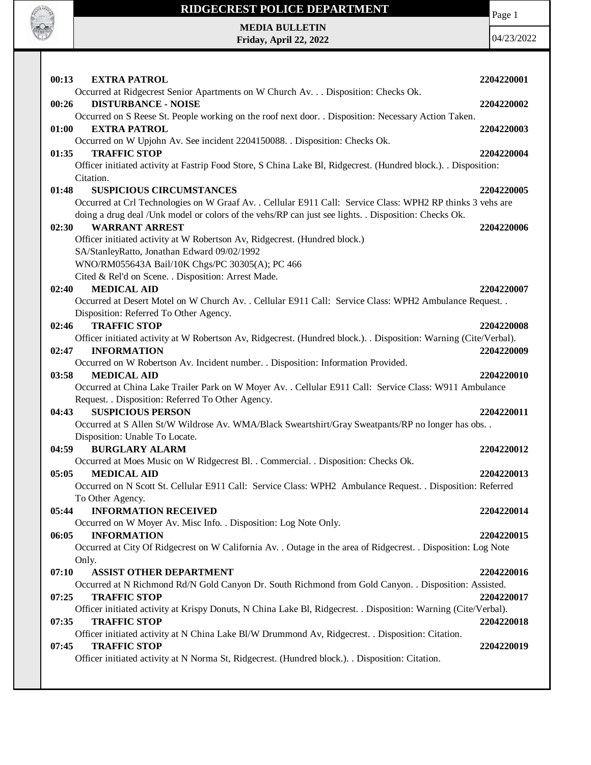# RIDGECREST POLICE DEPARTMENT

**MEDIA BULLETIN**
**Friday, April 22, 2022**

04/23/2022

**00:13 EXTRA PATROL** **2204220001**
Occurred at Ridgecrest Senior Apartments on W Church Av. . . Disposition: Checks Ok.

**00:26 DISTURBANCE - NOISE** **2204220002**
Occurred on S Reese St. People working on the roof next door. . Disposition: Necessary Action Taken.

**01:00 EXTRA PATROL** **2204220003**
Occurred on W Upjohn Av. See incident 2204150088. . Disposition: Checks Ok.

**01:35 TRAFFIC STOP** **2204220004**
Officer initiated activity at Fastrip Food Store, S China Lake Bl, Ridgecrest. (Hundred block.). . Disposition: Citation.

**01:48 SUSPICIOUS CIRCUMSTANCES** **2204220005**
Occurred at Crl Technologies on W Graaf Av. . Cellular E911 Call: Service Class: WPH2 RP thinks 3 vehs are doing a drug deal /Unk model or colors of the vehs/RP can just see lights. . Disposition: Checks Ok.

**02:30 WARRANT ARREST** **2204220006**
Officer initiated activity at W Robertson Av, Ridgecrest. (Hundred block.)
SA/StanleyRatto, Jonathan Edward 09/02/1992
WNO/RM055643A Bail/10K Chgs/PC 30305(A); PC 466
Cited & Rel'd on Scene. . Disposition: Arrest Made.

**02:40 MEDICAL AID** **2204220007**
Occurred at Desert Motel on W Church Av. . Cellular E911 Call: Service Class: WPH2 Ambulance Request. . Disposition: Referred To Other Agency.

**02:46 TRAFFIC STOP** **2204220008**
Officer initiated activity at W Robertson Av, Ridgecrest. (Hundred block.). . Disposition: Warning (Cite/Verbal).

**02:47 INFORMATION** **2204220009**
Occurred on W Robertson Av. Incident number. . Disposition: Information Provided.

**03:58 MEDICAL AID** **2204220010**
Occurred at China Lake Trailer Park on W Moyer Av. . Cellular E911 Call: Service Class: W911 Ambulance Request. . Disposition: Referred To Other Agency.

**04:43 SUSPICIOUS PERSON** **2204220011**
Occurred at S Allen St/W Wildrose Av. WMA/Black Sweartshirt/Gray Sweatpants/RP no longer has obs. . Disposition: Unable To Locate.

**04:59 BURGLARY ALARM** **2204220012**
Occurred at Moes Music on W Ridgecrest Bl. . Commercial. . Disposition: Checks Ok.

**05:05 MEDICAL AID** **2204220013**
Occurred on N Scott St. Cellular E911 Call: Service Class: WPH2 Ambulance Request. . Disposition: Referred To Other Agency.

**05:44 INFORMATION RECEIVED** **2204220014**
Occurred on W Moyer Av. Misc Info. . Disposition: Log Note Only.

**06:05 INFORMATION** **2204220015**
Occurred at City Of Ridgecrest on W California Av. . Outage in the area of Ridgecrest. . Disposition: Log Note Only.

**07:10 ASSIST OTHER DEPARTMENT** **2204220016**
Occurred at N Richmond Rd/N Gold Canyon Dr. South Richmond from Gold Canyon. . Disposition: Assisted.

**07:25 TRAFFIC STOP** **2204220017**
Officer initiated activity at Krispy Donuts, N China Lake Bl, Ridgecrest. . Disposition: Warning (Cite/Verbal).

**07:35 TRAFFIC STOP** **2204220018**
Officer initiated activity at N China Lake Bl/W Drummond Av, Ridgecrest. . Disposition: Citation.

**07:45 TRAFFIC STOP** **2204220019**
Officer initiated activity at N Norma St, Ridgecrest. (Hundred block.). . Disposition: Citation.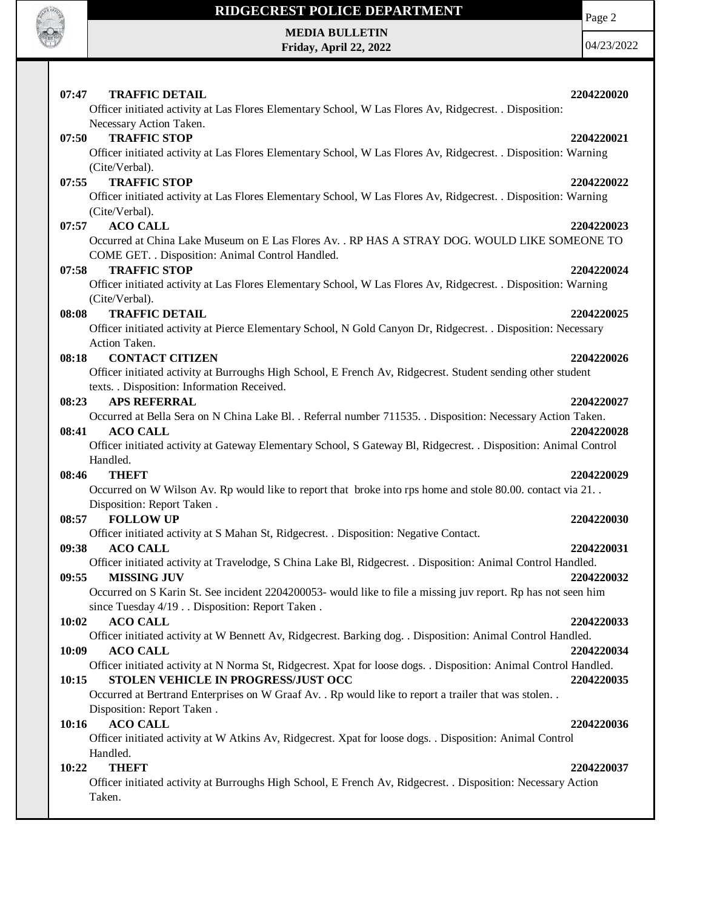**07:47 TRAFFIC DETAIL** **2204220020**

Officer initiated activity at Las Flores Elementary School, W Las Flores Av, Ridgecrest. . Disposition: Necessary Action Taken.

**07:50 TRAFFIC STOP** **2204220021**

Officer initiated activity at Las Flores Elementary School, W Las Flores Av, Ridgecrest. . Disposition: Warning (Cite/Verbal).

**07:55 TRAFFIC STOP** **2204220022**

Officer initiated activity at Las Flores Elementary School, W Las Flores Av, Ridgecrest. . Disposition: Warning (Cite/Verbal).

**07:57 ACO CALL** **2204220023**

Occurred at China Lake Museum on E Las Flores Av. . RP HAS A STRAY DOG. WOULD LIKE SOMEONE TO COME GET. . Disposition: Animal Control Handled.

**07:58 TRAFFIC STOP** **2204220024**

Officer initiated activity at Las Flores Elementary School, W Las Flores Av, Ridgecrest. . Disposition: Warning (Cite/Verbal).

**08:08 TRAFFIC DETAIL** **2204220025**

Officer initiated activity at Pierce Elementary School, N Gold Canyon Dr, Ridgecrest. . Disposition: Necessary Action Taken.

**08:18 CONTACT CITIZEN** **2204220026**

Officer initiated activity at Burroughs High School, E French Av, Ridgecrest. Student sending other student texts. . Disposition: Information Received.

**08:23 APS REFERRAL** **2204220027**

Occurred at Bella Sera on N China Lake Bl. . Referral number 711535. . Disposition: Necessary Action Taken.

**08:41 ACO CALL** **2204220028**

Officer initiated activity at Gateway Elementary School, S Gateway Bl, Ridgecrest. . Disposition: Animal Control Handled.

**08:46 THEFT** **2204220029**

Occurred on W Wilson Av. Rp would like to report that  broke into rps home and stole 80.00. contact via 21. . Disposition: Report Taken .

**08:57 FOLLOW UP** **2204220030**

Officer initiated activity at S Mahan St, Ridgecrest. . Disposition: Negative Contact.

**09:38 ACO CALL** **2204220031**

Officer initiated activity at Travelodge, S China Lake Bl, Ridgecrest. . Disposition: Animal Control Handled.

**09:55 MISSING JUV** **2204220032**

Occurred on S Karin St. See incident 2204200053- would like to file a missing juv report. Rp has not seen him since Tuesday 4/19 . . Disposition: Report Taken .

**10:02 ACO CALL** **2204220033**

Officer initiated activity at W Bennett Av, Ridgecrest. Barking dog. . Disposition: Animal Control Handled.

**10:09 ACO CALL** **2204220034**

Officer initiated activity at N Norma St, Ridgecrest. Xpat for loose dogs. . Disposition: Animal Control Handled.

**10:15 STOLEN VEHICLE IN PROGRESS/JUST OCC** **2204220035**

Occurred at Bertrand Enterprises on W Graaf Av. . Rp would like to report a trailer that was stolen. . Disposition: Report Taken .

**10:16 ACO CALL** **2204220036**

Officer initiated activity at W Atkins Av, Ridgecrest. Xpat for loose dogs. . Disposition: Animal Control Handled.

**10:22 THEFT** **2204220037**

Officer initiated activity at Burroughs High School, E French Av, Ridgecrest. . Disposition: Necessary Action Taken.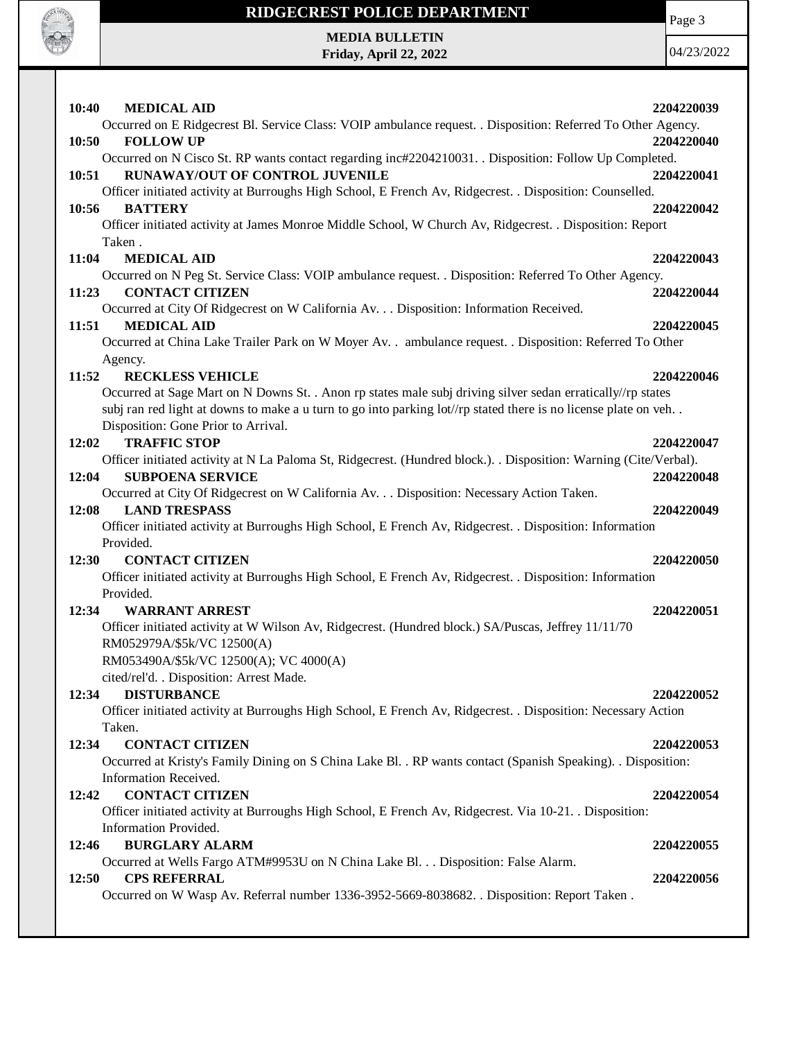**10:40 MEDICAL AID 2204220039**
Occurred on E Ridgecrest Bl. Service Class: VOIP ambulance request. . Disposition: Referred To Other Agency.

**10:50 FOLLOW UP 2204220040**
Occurred on N Cisco St. RP wants contact regarding inc#2204210031. . Disposition: Follow Up Completed.

**10:51 RUNAWAY/OUT OF CONTROL JUVENILE 2204220041**
Officer initiated activity at Burroughs High School, E French Av, Ridgecrest. . Disposition: Counselled.

**10:56 BATTERY 2204220042**
Officer initiated activity at James Monroe Middle School, W Church Av, Ridgecrest. . Disposition: Report Taken .

**11:04 MEDICAL AID 2204220043**
Occurred on N Peg St. Service Class: VOIP ambulance request. . Disposition: Referred To Other Agency.

**11:23 CONTACT CITIZEN 2204220044**
Occurred at City Of Ridgecrest on W California Av. . . Disposition: Information Received.

**11:51 MEDICAL AID 2204220045**
Occurred at China Lake Trailer Park on W Moyer Av. . ambulance request. . Disposition: Referred To Other Agency.

**11:52 RECKLESS VEHICLE 2204220046**
Occurred at Sage Mart on N Downs St. . Anon rp states male subj driving silver sedan erratically//rp states subj ran red light at downs to make a u turn to go into parking lot//rp stated there is no license plate on veh. . Disposition: Gone Prior to Arrival.

**12:02 TRAFFIC STOP 2204220047**
Officer initiated activity at N La Paloma St, Ridgecrest. (Hundred block.). . Disposition: Warning (Cite/Verbal).

**12:04 SUBPOENA SERVICE 2204220048**
Occurred at City Of Ridgecrest on W California Av. . . Disposition: Necessary Action Taken.

**12:08 LAND TRESPASS 2204220049**
Officer initiated activity at Burroughs High School, E French Av, Ridgecrest. . Disposition: Information Provided.

**12:30 CONTACT CITIZEN 2204220050**
Officer initiated activity at Burroughs High School, E French Av, Ridgecrest. . Disposition: Information Provided.

**12:34 WARRANT ARREST 2204220051**
Officer initiated activity at W Wilson Av, Ridgecrest. (Hundred block.) SA/Puscas, Jeffrey 11/11/70
RM052979A/$5k/VC 12500(A)
RM053490A/$5k/VC 12500(A); VC 4000(A)
cited/rel'd. . Disposition: Arrest Made.

**12:34 DISTURBANCE 2204220052**
Officer initiated activity at Burroughs High School, E French Av, Ridgecrest. . Disposition: Necessary Action Taken.

**12:34 CONTACT CITIZEN 2204220053**
Occurred at Kristy's Family Dining on S China Lake Bl. . RP wants contact (Spanish Speaking). . Disposition: Information Received.

**12:42 CONTACT CITIZEN 2204220054**
Officer initiated activity at Burroughs High School, E French Av, Ridgecrest. Via 10-21. . Disposition: Information Provided.

**12:46 BURGLARY ALARM 2204220055**
Occurred at Wells Fargo ATM#9953U on N China Lake Bl. . . Disposition: False Alarm.

**12:50 CPS REFERRAL 2204220056**
Occurred on W Wasp Av. Referral number 1336-3952-5669-8038682. . Disposition: Report Taken .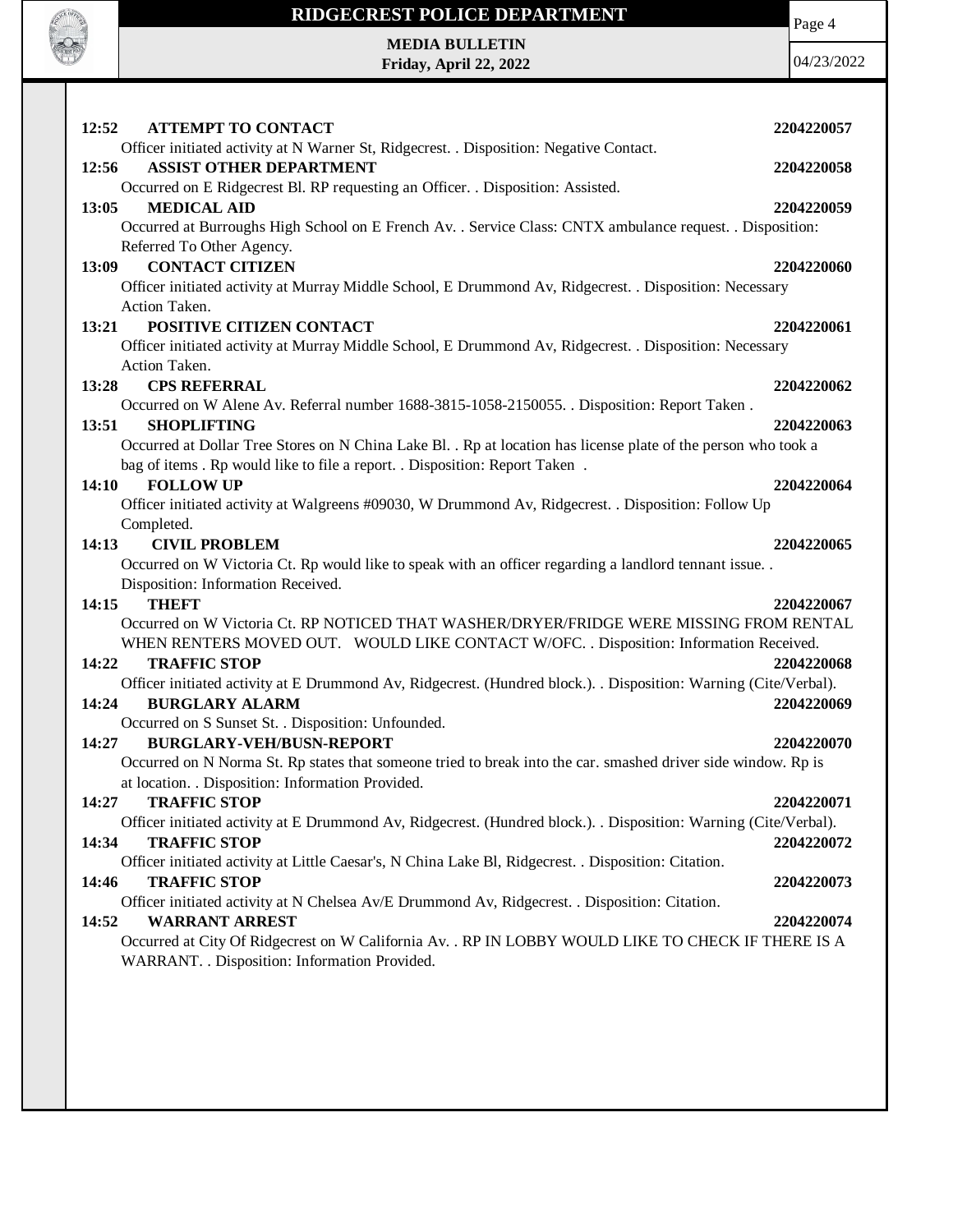**12:52 ATTEMPT TO CONTACT** **2204220057**

Officer initiated activity at N Warner St, Ridgecrest. . Disposition: Negative Contact.

**12:56 ASSIST OTHER DEPARTMENT** **2204220058**

Occurred on E Ridgecrest Bl. RP requesting an Officer. . Disposition: Assisted.

**13:05 MEDICAL AID** **2204220059**

Occurred at Burroughs High School on E French Av. . Service Class: CNTX ambulance request. . Disposition: Referred To Other Agency.

**13:09 CONTACT CITIZEN** **2204220060**

Officer initiated activity at Murray Middle School, E Drummond Av, Ridgecrest. . Disposition: Necessary Action Taken.

**13:21 POSITIVE CITIZEN CONTACT** **2204220061**

Officer initiated activity at Murray Middle School, E Drummond Av, Ridgecrest. . Disposition: Necessary Action Taken.

**13:28 CPS REFERRAL** **2204220062**

Occurred on W Alene Av. Referral number 1688-3815-1058-2150055. . Disposition: Report Taken .

**13:51 SHOPLIFTING** **2204220063**

Occurred at Dollar Tree Stores on N China Lake Bl. . Rp at location has license plate of the person who took a bag of items . Rp would like to file a report. . Disposition: Report Taken .

**14:10 FOLLOW UP** **2204220064**

Officer initiated activity at Walgreens #09030, W Drummond Av, Ridgecrest. . Disposition: Follow Up Completed.

**14:13 CIVIL PROBLEM** **2204220065**

Occurred on W Victoria Ct. Rp would like to speak with an officer regarding a landlord tennant issue. . Disposition: Information Received.

**14:15 THEFT** **2204220067**

Occurred on W Victoria Ct. RP NOTICED THAT WASHER/DRYER/FRIDGE WERE MISSING FROM RENTAL WHEN RENTERS MOVED OUT. WOULD LIKE CONTACT W/OFC. . Disposition: Information Received.

**14:22 TRAFFIC STOP** **2204220068**

Officer initiated activity at E Drummond Av, Ridgecrest. (Hundred block.). . Disposition: Warning (Cite/Verbal).

**14:24 BURGLARY ALARM** **2204220069**

Occurred on S Sunset St. . Disposition: Unfounded.

**14:27 BURGLARY-VEH/BUSN-REPORT** **2204220070**

Occurred on N Norma St. Rp states that someone tried to break into the car. smashed driver side window. Rp is at location. . Disposition: Information Provided.

**14:27 TRAFFIC STOP** **2204220071**

Officer initiated activity at E Drummond Av, Ridgecrest. (Hundred block.). . Disposition: Warning (Cite/Verbal).

**14:34 TRAFFIC STOP** **2204220072**

Officer initiated activity at Little Caesar's, N China Lake Bl, Ridgecrest. . Disposition: Citation.

**14:46 TRAFFIC STOP** **2204220073**

Officer initiated activity at N Chelsea Av/E Drummond Av, Ridgecrest. . Disposition: Citation.

**14:52 WARRANT ARREST** **2204220074**

Occurred at City Of Ridgecrest on W California Av. . RP IN LOBBY WOULD LIKE TO CHECK IF THERE IS A WARRANT. . Disposition: Information Provided.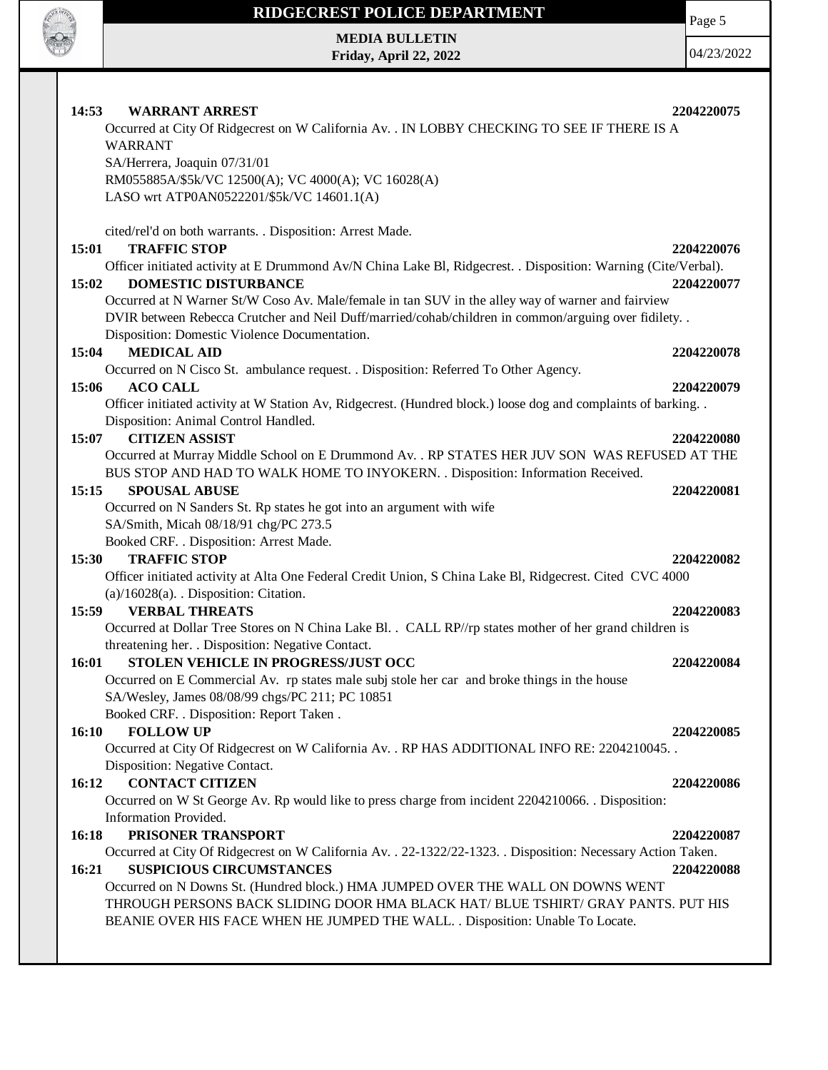**14:53 WARRANT ARREST** **2204220075**

Occurred at City Of Ridgecrest on W California Av. . IN LOBBY CHECKING TO SEE IF THERE IS A WARRANT

SA/Herrera, Joaquin 07/31/01

RM055885A/$5k/VC 12500(A); VC 4000(A); VC 16028(A)

LASO wrt ATP0AN0522201/$5k/VC 14601.1(A)

cited/rel'd on both warrants. . Disposition: Arrest Made.

**15:01 TRAFFIC STOP** **2204220076**

Officer initiated activity at E Drummond Av/N China Lake Bl, Ridgecrest. . Disposition: Warning (Cite/Verbal).

**15:02 DOMESTIC DISTURBANCE** **2204220077**

Occurred at N Warner St/W Coso Av. Male/female in tan SUV in the alley way of warner and fairview DVIR between Rebecca Crutcher and Neil Duff/married/cohab/children in common/arguing over fidilety. . Disposition: Domestic Violence Documentation.

**15:04 MEDICAL AID** **2204220078**

Occurred on N Cisco St. ambulance request. . Disposition: Referred To Other Agency.

**15:06 ACO CALL** **2204220079**

Officer initiated activity at W Station Av, Ridgecrest. (Hundred block.) loose dog and complaints of barking. . Disposition: Animal Control Handled.

**15:07 CITIZEN ASSIST** **2204220080**

Occurred at Murray Middle School on E Drummond Av. . RP STATES HER JUV SON WAS REFUSED AT THE BUS STOP AND HAD TO WALK HOME TO INYOKERN. . Disposition: Information Received.

**15:15 SPOUSAL ABUSE** **2204220081**

Occurred on N Sanders St. Rp states he got into an argument with wife

SA/Smith, Micah 08/18/91 chg/PC 273.5

Booked CRF. . Disposition: Arrest Made.

**15:30 TRAFFIC STOP** **2204220082**

Officer initiated activity at Alta One Federal Credit Union, S China Lake Bl, Ridgecrest. Cited CVC 4000 (a)/16028(a). . Disposition: Citation.

**15:59 VERBAL THREATS** **2204220083**

Occurred at Dollar Tree Stores on N China Lake Bl. . CALL RP//rp states mother of her grand children is threatening her. . Disposition: Negative Contact.

**16:01 STOLEN VEHICLE IN PROGRESS/JUST OCC** **2204220084**

Occurred on E Commercial Av. rp states male subj stole her car and broke things in the house

SA/Wesley, James 08/08/99 chgs/PC 211; PC 10851

Booked CRF. . Disposition: Report Taken .

**16:10 FOLLOW UP** **2204220085**

Occurred at City Of Ridgecrest on W California Av. . RP HAS ADDITIONAL INFO RE: 2204210045. . Disposition: Negative Contact.

**16:12 CONTACT CITIZEN** **2204220086**

Occurred on W St George Av. Rp would like to press charge from incident 2204210066. . Disposition: Information Provided.

**16:18 PRISONER TRANSPORT** **2204220087**

Occurred at City Of Ridgecrest on W California Av. . 22-1322/22-1323. . Disposition: Necessary Action Taken.

**16:21 SUSPICIOUS CIRCUMSTANCES** **2204220088**

Occurred on N Downs St. (Hundred block.) HMA JUMPED OVER THE WALL ON DOWNS WENT THROUGH PERSONS BACK SLIDING DOOR HMA BLACK HAT/ BLUE TSHIRT/ GRAY PANTS. PUT HIS BEANIE OVER HIS FACE WHEN HE JUMPED THE WALL. . Disposition: Unable To Locate.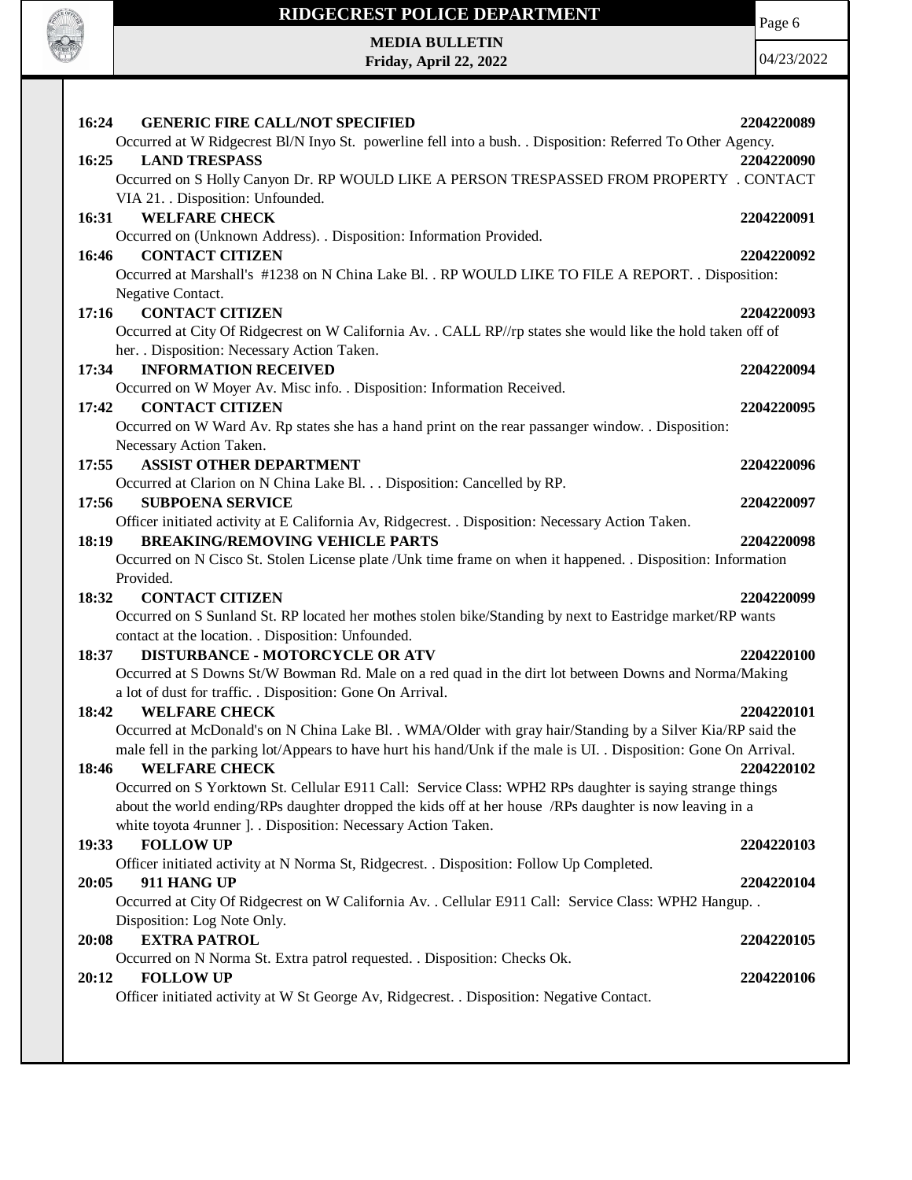**16:24 GENERIC FIRE CALL/NOT SPECIFIED 2204220089**

Occurred at W Ridgecrest Bl/N Inyo St. powerline fell into a bush. . Disposition: Referred To Other Agency.

**16:25 LAND TRESPASS 2204220090**

Occurred on S Holly Canyon Dr. RP WOULD LIKE A PERSON TRESPASSED FROM PROPERTY . CONTACT VIA 21. . Disposition: Unfounded.

**16:31 WELFARE CHECK 2204220091**

Occurred on (Unknown Address). . Disposition: Information Provided.

**16:46 CONTACT CITIZEN 2204220092**

Occurred at Marshall's #1238 on N China Lake Bl. . RP WOULD LIKE TO FILE A REPORT. . Disposition: Negative Contact.

**17:16 CONTACT CITIZEN 2204220093**

Occurred at City Of Ridgecrest on W California Av. . CALL RP//rp states she would like the hold taken off of her. . Disposition: Necessary Action Taken.

**17:34 INFORMATION RECEIVED 2204220094**

Occurred on W Moyer Av. Misc info. . Disposition: Information Received.

**17:42 CONTACT CITIZEN 2204220095**

Occurred on W Ward Av. Rp states she has a hand print on the rear passanger window. . Disposition: Necessary Action Taken.

**17:55 ASSIST OTHER DEPARTMENT 2204220096**

Occurred at Clarion on N China Lake Bl. . . Disposition: Cancelled by RP.

**17:56 SUBPOENA SERVICE 2204220097**

Officer initiated activity at E California Av, Ridgecrest. . Disposition: Necessary Action Taken.

**18:19 BREAKING/REMOVING VEHICLE PARTS 2204220098**

Occurred on N Cisco St. Stolen License plate /Unk time frame on when it happened. . Disposition: Information Provided.

**18:32 CONTACT CITIZEN 2204220099**

Occurred on S Sunland St. RP located her mothes stolen bike/Standing by next to Eastridge market/RP wants contact at the location. . Disposition: Unfounded.

**18:37 DISTURBANCE - MOTORCYCLE OR ATV 2204220100**

Occurred at S Downs St/W Bowman Rd. Male on a red quad in the dirt lot between Downs and Norma/Making a lot of dust for traffic. . Disposition: Gone On Arrival.

**18:42 WELFARE CHECK 2204220101**

Occurred at McDonald's on N China Lake Bl. . WMA/Older with gray hair/Standing by a Silver Kia/RP said the male fell in the parking lot/Appears to have hurt his hand/Unk if the male is UI. . Disposition: Gone On Arrival.

**18:46 WELFARE CHECK 2204220102**

Occurred on S Yorktown St. Cellular E911 Call: Service Class: WPH2 RPs daughter is saying strange things about the world ending/RPs daughter dropped the kids off at her house /RPs daughter is now leaving in a white toyota 4runner ]. . Disposition: Necessary Action Taken.

**19:33 FOLLOW UP 2204220103**

Officer initiated activity at N Norma St, Ridgecrest. . Disposition: Follow Up Completed.

**20:05 911 HANG UP 2204220104**

Occurred at City Of Ridgecrest on W California Av. . Cellular E911 Call: Service Class: WPH2 Hangup. . Disposition: Log Note Only.

**20:08 EXTRA PATROL 2204220105**

Occurred on N Norma St. Extra patrol requested. . Disposition: Checks Ok.

**20:12 FOLLOW UP 2204220106**

Officer initiated activity at W St George Av, Ridgecrest. . Disposition: Negative Contact.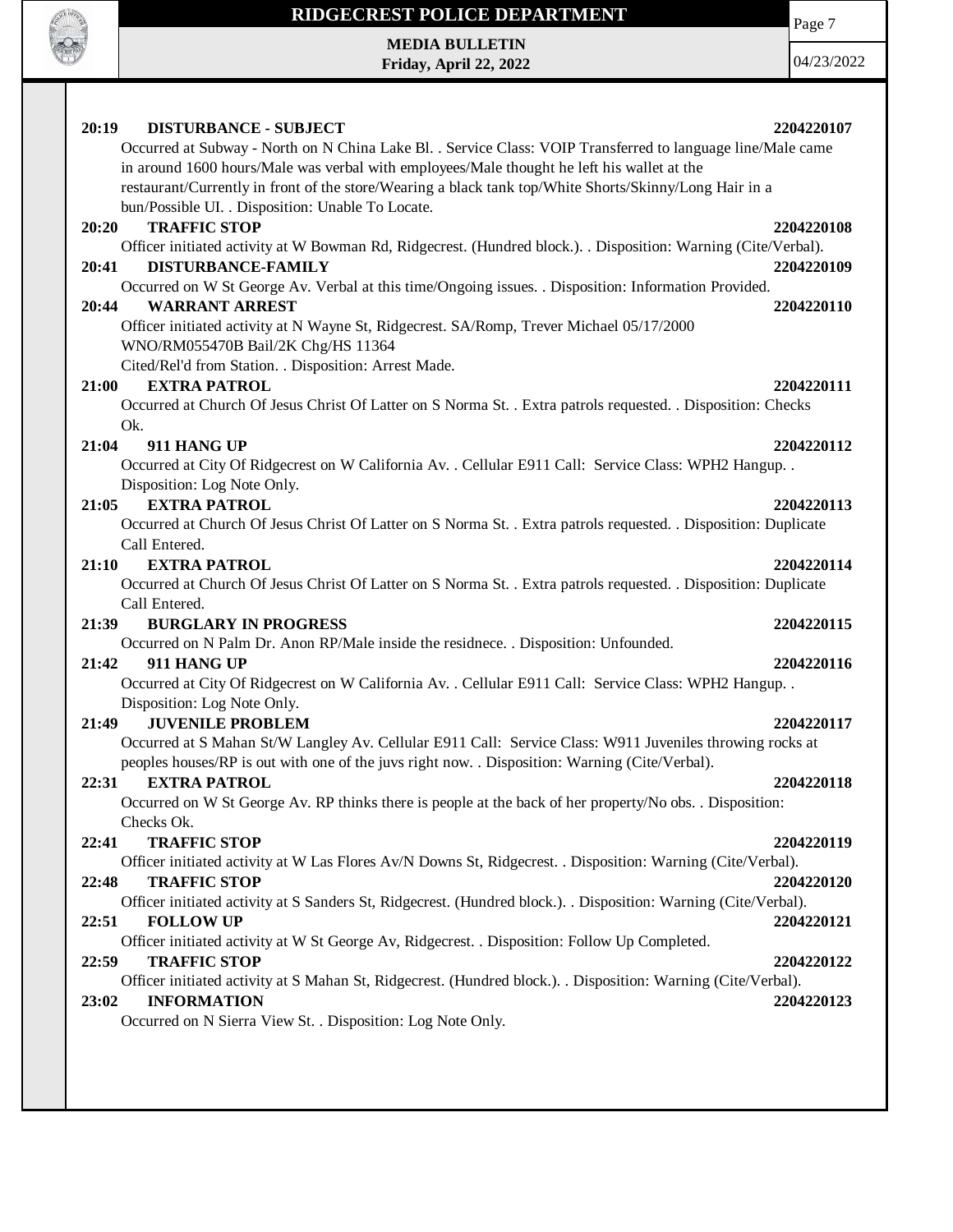**20:19 DISTURBANCE - SUBJECT** **2204220107**

Occurred at Subway - North on N China Lake Bl. . Service Class: VOIP Transferred to language line/Male came in around 1600 hours/Male was verbal with employees/Male thought he left his wallet at the restaurant/Currently in front of the store/Wearing a black tank top/White Shorts/Skinny/Long Hair in a bun/Possible UI. . Disposition: Unable To Locate.

**20:20 TRAFFIC STOP** **2204220108**

Officer initiated activity at W Bowman Rd, Ridgecrest. (Hundred block.). . Disposition: Warning (Cite/Verbal).

**20:41 DISTURBANCE-FAMILY** **2204220109**

Occurred on W St George Av. Verbal at this time/Ongoing issues. . Disposition: Information Provided.

**20:44 WARRANT ARREST** **2204220110**

Officer initiated activity at N Wayne St, Ridgecrest. SA/Romp, Trever Michael 05/17/2000
WNO/RM055470B Bail/2K Chg/HS 11364
Cited/Rel'd from Station. . Disposition: Arrest Made.

**21:00 EXTRA PATROL** **2204220111**

Occurred at Church Of Jesus Christ Of Latter on S Norma St. . Extra patrols requested. . Disposition: Checks Ok.

**21:04 911 HANG UP** **2204220112**

Occurred at City Of Ridgecrest on W California Av. . Cellular E911 Call: Service Class: WPH2 Hangup. . Disposition: Log Note Only.

**21:05 EXTRA PATROL** **2204220113**

Occurred at Church Of Jesus Christ Of Latter on S Norma St. . Extra patrols requested. . Disposition: Duplicate Call Entered.

**21:10 EXTRA PATROL** **2204220114**

Occurred at Church Of Jesus Christ Of Latter on S Norma St. . Extra patrols requested. . Disposition: Duplicate Call Entered.

**21:39 BURGLARY IN PROGRESS** **2204220115**

Occurred on N Palm Dr. Anon RP/Male inside the residnece. . Disposition: Unfounded.

**21:42 911 HANG UP** **2204220116**

Occurred at City Of Ridgecrest on W California Av. . Cellular E911 Call: Service Class: WPH2 Hangup. . Disposition: Log Note Only.

**21:49 JUVENILE PROBLEM** **2204220117**

Occurred at S Mahan St/W Langley Av. Cellular E911 Call: Service Class: W911 Juveniles throwing rocks at peoples houses/RP is out with one of the juvs right now. . Disposition: Warning (Cite/Verbal).

**22:31 EXTRA PATROL** **2204220118**

Occurred on W St George Av. RP thinks there is people at the back of her property/No obs. . Disposition: Checks Ok.

**22:41 TRAFFIC STOP** **2204220119**

Officer initiated activity at W Las Flores Av/N Downs St, Ridgecrest. . Disposition: Warning (Cite/Verbal).

**22:48 TRAFFIC STOP** **2204220120**

Officer initiated activity at S Sanders St, Ridgecrest. (Hundred block.). . Disposition: Warning (Cite/Verbal).

**22:51 FOLLOW UP** **2204220121**

Officer initiated activity at W St George Av, Ridgecrest. . Disposition: Follow Up Completed.

**22:59 TRAFFIC STOP** **2204220122**

Officer initiated activity at S Mahan St, Ridgecrest. (Hundred block.). . Disposition: Warning (Cite/Verbal).

**23:02 INFORMATION** **2204220123**

Occurred on N Sierra View St. . Disposition: Log Note Only.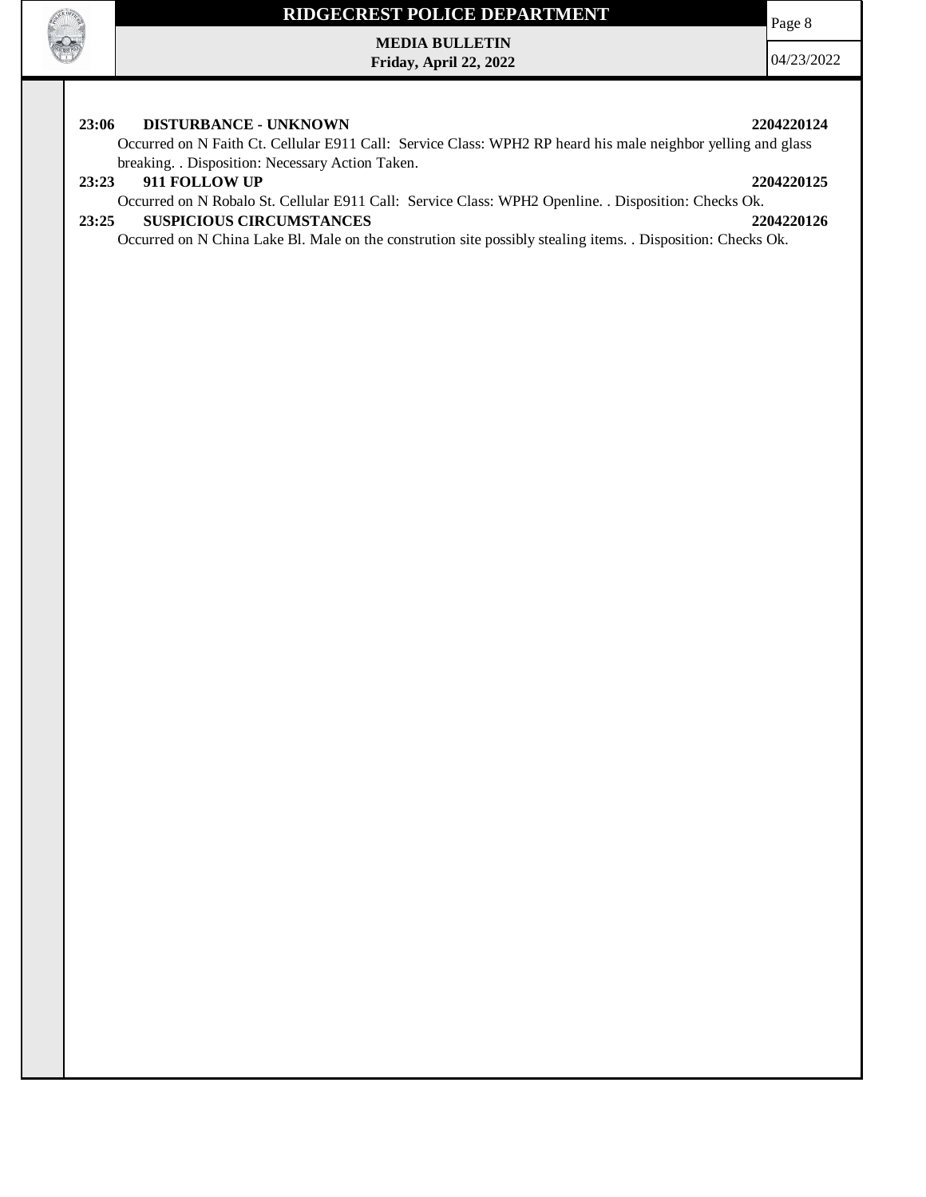**23:06 DISTURBANCE - UNKNOWN 2204220124**

Occurred on N Faith Ct. Cellular E911 Call: Service Class: WPH2 RP heard his male neighbor yelling and glass breaking. . Disposition: Necessary Action Taken.

**23:23 911 FOLLOW UP 2204220125**

Occurred on N Robalo St. Cellular E911 Call: Service Class: WPH2 Openline. . Disposition: Checks Ok.

**23:25 SUSPICIOUS CIRCUMSTANCES 2204220126**

Occurred on N China Lake Bl. Male on the constrution site possibly stealing items. . Disposition: Checks Ok.